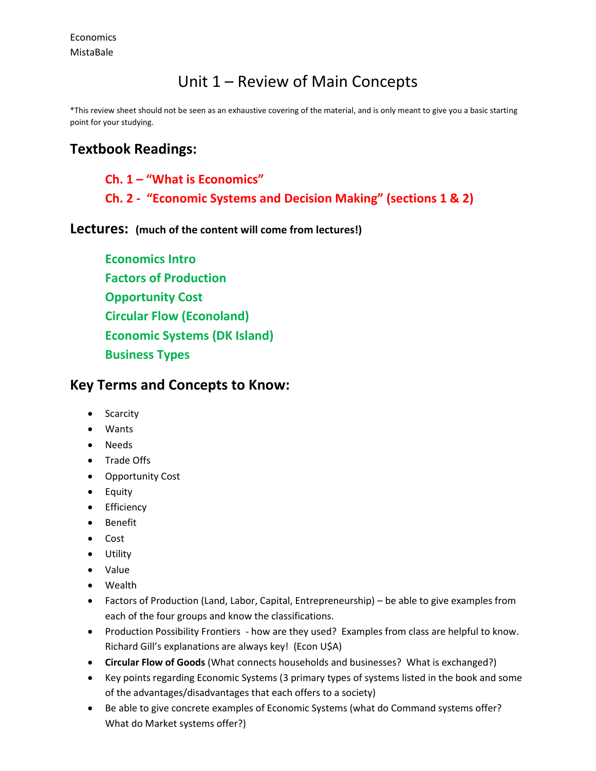Economics
MistaBale

# Unit 1 – Review of Main Concepts

*This review sheet should not be seen as an exhaustive covering of the material, and is only meant to give you a basic starting point for your studying.

## Textbook Readings:

**Ch. 1 – "What is Economics"**
**Ch. 2 - "Economic Systems and Decision Making" (sections 1 & 2)**

## Lectures: (much of the content will come from lectures!)

**Economics Intro**
**Factors of Production**
**Opportunity Cost**
**Circular Flow (Econoland)**
**Economic Systems (DK Island)**
**Business Types**

## Key Terms and Concepts to Know:

- Scarcity
- Wants
- Needs
- Trade Offs
- Opportunity Cost
- Equity
- Efficiency
- Benefit
- Cost
- Utility
- Value
- Wealth
- Factors of Production (Land, Labor, Capital, Entrepreneurship) – be able to give examples from each of the four groups and know the classifications.
- Production Possibility Frontiers - how are they used? Examples from class are helpful to know. Richard Gill's explanations are always key! (Econ U$A)
- **Circular Flow of Goods** (What connects households and businesses? What is exchanged?)
- Key points regarding Economic Systems (3 primary types of systems listed in the book and some of the advantages/disadvantages that each offers to a society)
- Be able to give concrete examples of Economic Systems (what do Command systems offer? What do Market systems offer?)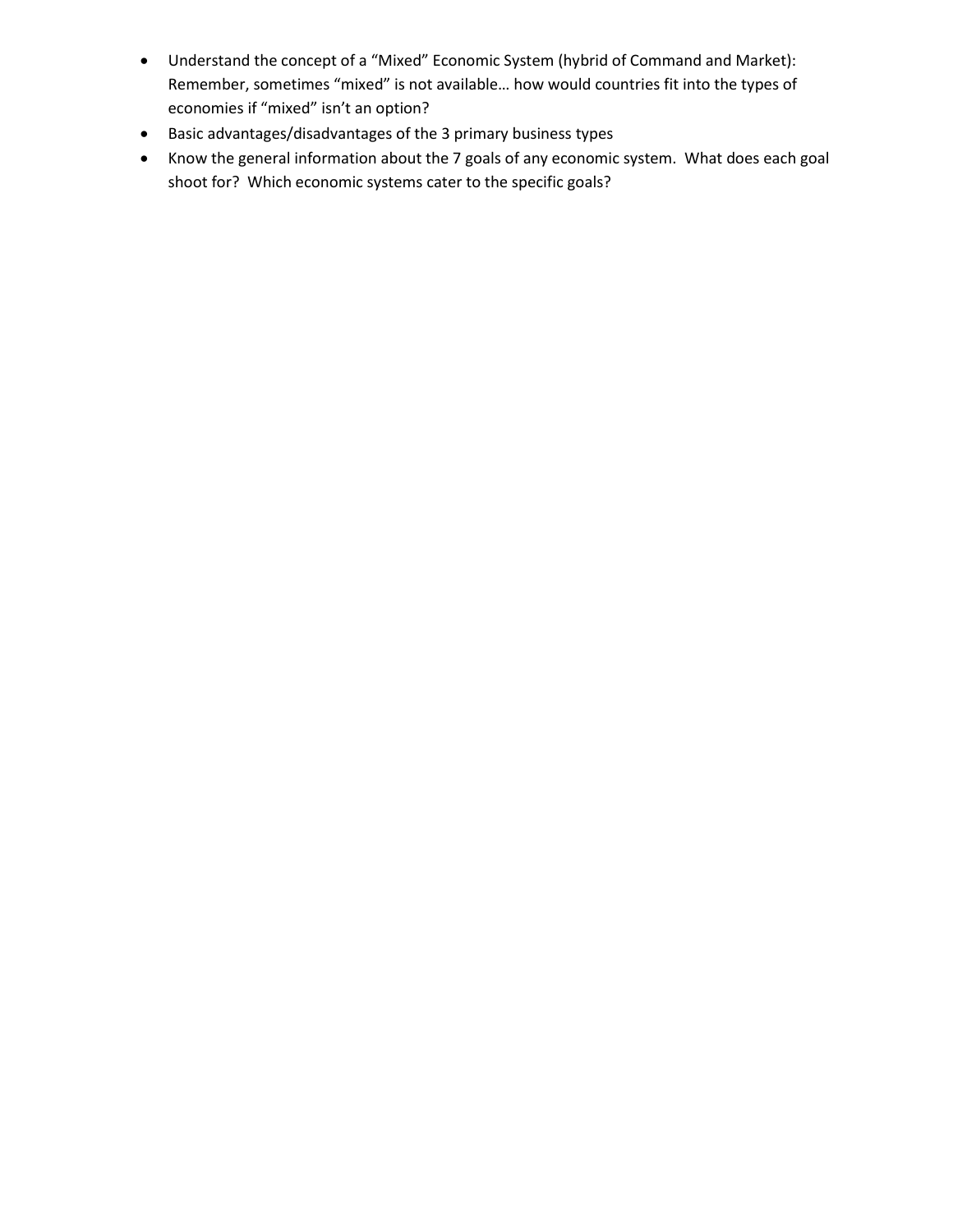- Understand the concept of a "Mixed" Economic System (hybrid of Command and Market): Remember, sometimes "mixed" is not available… how would countries fit into the types of economies if "mixed" isn't an option?
- Basic advantages/disadvantages of the 3 primary business types
- Know the general information about the 7 goals of any economic system. What does each goal shoot for? Which economic systems cater to the specific goals?